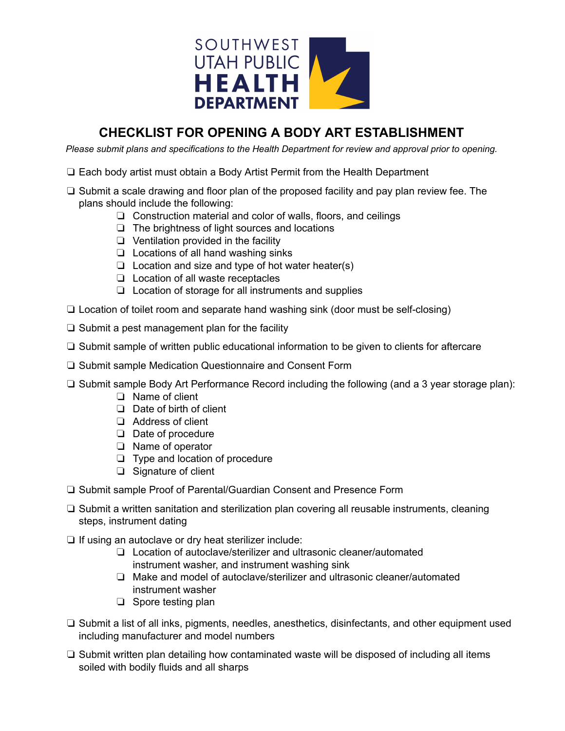SOUTHWEST UTAH PUBLIC HEALTH DEPARTMENT

# CHECKLIST FOR OPENING A BODY ART ESTABLISHMENT

*Please submit plans and specifications to the Health Department for review and approval prior to opening.*

- ❏ Each body artist must obtain a Body Artist Permit from the Health Department
- ❏ Submit a scale drawing and floor plan of the proposed facility and pay plan review fee. The plans should include the following:
    - ❏ Construction material and color of walls, floors, and ceilings
    - ❏ The brightness of light sources and locations
    - ❏ Ventilation provided in the facility
    - ❏ Locations of all hand washing sinks
    - ❏ Location and size and type of hot water heater(s)
    - ❏ Location of all waste receptacles
    - ❏ Location of storage for all instruments and supplies
- ❏ Location of toilet room and separate hand washing sink (door must be self-closing)
- ❏ Submit a pest management plan for the facility
- ❏ Submit sample of written public educational information to be given to clients for aftercare
- ❏ Submit sample Medication Questionnaire and Consent Form
- ❏ Submit sample Body Art Performance Record including the following (and a 3 year storage plan):
    - ❏ Name of client
    - ❏ Date of birth of client
    - ❏ Address of client
    - ❏ Date of procedure
    - ❏ Name of operator
    - ❏ Type and location of procedure
    - ❏ Signature of client
- ❏ Submit sample Proof of Parental/Guardian Consent and Presence Form
- ❏ Submit a written sanitation and sterilization plan covering all reusable instruments, cleaning steps, instrument dating
- ❏ If using an autoclave or dry heat sterilizer include:
    - ❏ Location of autoclave/sterilizer and ultrasonic cleaner/automated instrument washer, and instrument washing sink
    - ❏ Make and model of autoclave/sterilizer and ultrasonic cleaner/automated instrument washer
    - ❏ Spore testing plan
- ❏ Submit a list of all inks, pigments, needles, anesthetics, disinfectants, and other equipment used including manufacturer and model numbers
- ❏ Submit written plan detailing how contaminated waste will be disposed of including all items soiled with bodily fluids and all sharps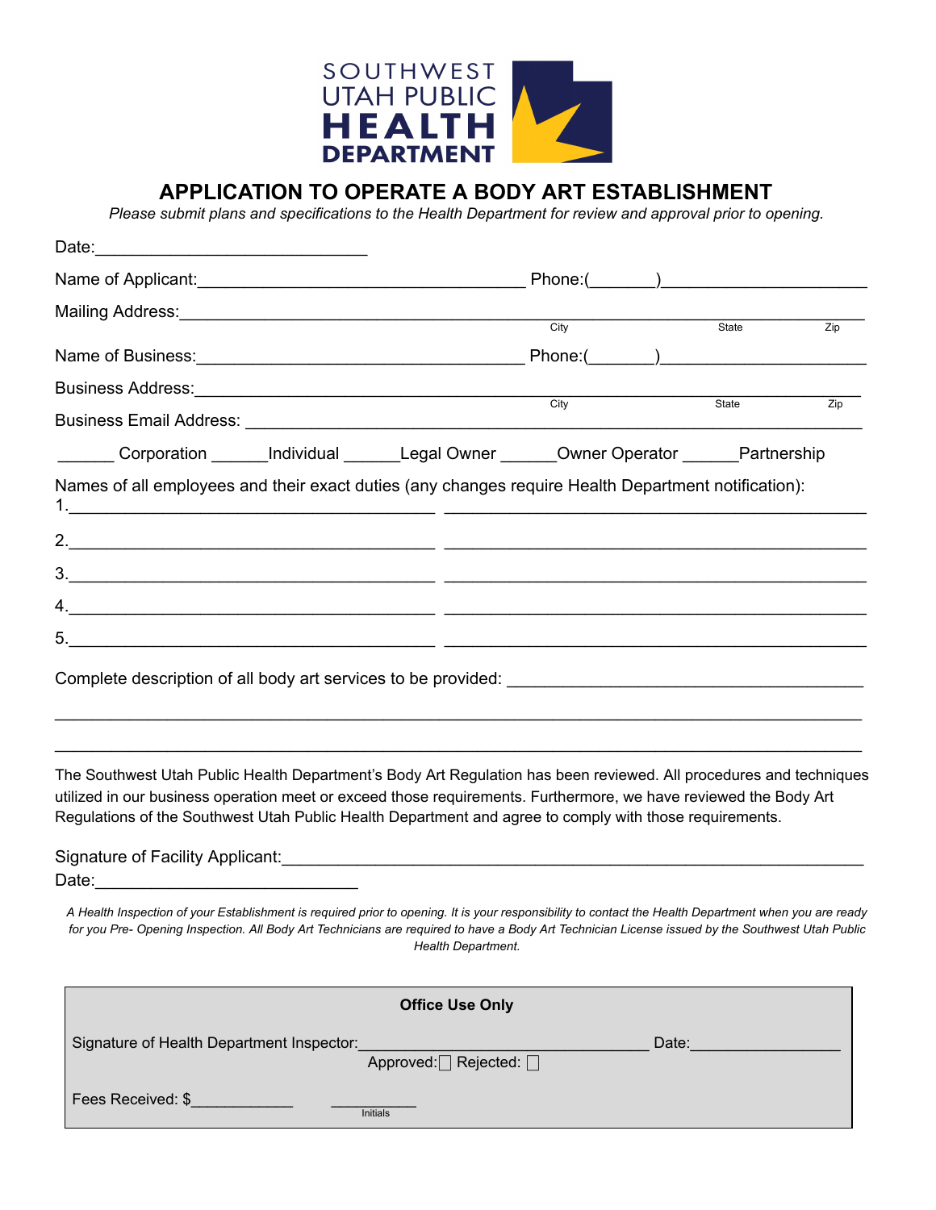SOUTHWEST UTAH PUBLIC HEALTH DEPARTMENT

# APPLICATION TO OPERATE A BODY ART ESTABLISHMENT

*Please submit plans and specifications to the Health Department for review and approval prior to opening.*

Date:_____________________________

Name of Applicant:___________________________________ Phone:(_______)_____________________

Mailing Address:_______________________________________________________________________
City State Zip

Name of Business:___________________________________ Phone:(_______)_____________________

Business Address:______________________________________________________________________
City State Zip

Business Email Address: ________________________________________________________________

______ Corporation ______Individual ______Legal Owner ______Owner Operator ______Partnership

Names of all employees and their exact duties (any changes require Health Department notification):

1.______________________________________ ______________________________________________

2.______________________________________ ______________________________________________

3.______________________________________ ______________________________________________

4.______________________________________ ______________________________________________

5.______________________________________ ______________________________________________

Complete description of all body art services to be provided: ______________________________________

________________________________________________________________________________________

________________________________________________________________________________________

The Southwest Utah Public Health Department's Body Art Regulation has been reviewed. All procedures and techniques utilized in our business operation meet or exceed those requirements. Furthermore, we have reviewed the Body Art Regulations of the Southwest Utah Public Health Department and agree to comply with those requirements.

Signature of Facility Applicant:_____________________________________________________________

Date:___________________________

*A Health Inspection of your Establishment is required prior to opening. It is your responsibility to contact the Health Department when you are ready for you Pre- Opening Inspection. All Body Art Technicians are required to have a Body Art Technician License issued by the Southwest Utah Public Health Department.*

**Office Use Only**

Signature of Health Department Inspector:_______________________________ Date:________________

Approved: ☐ Rejected: ☐

Fees Received: $____________ __________
Initials